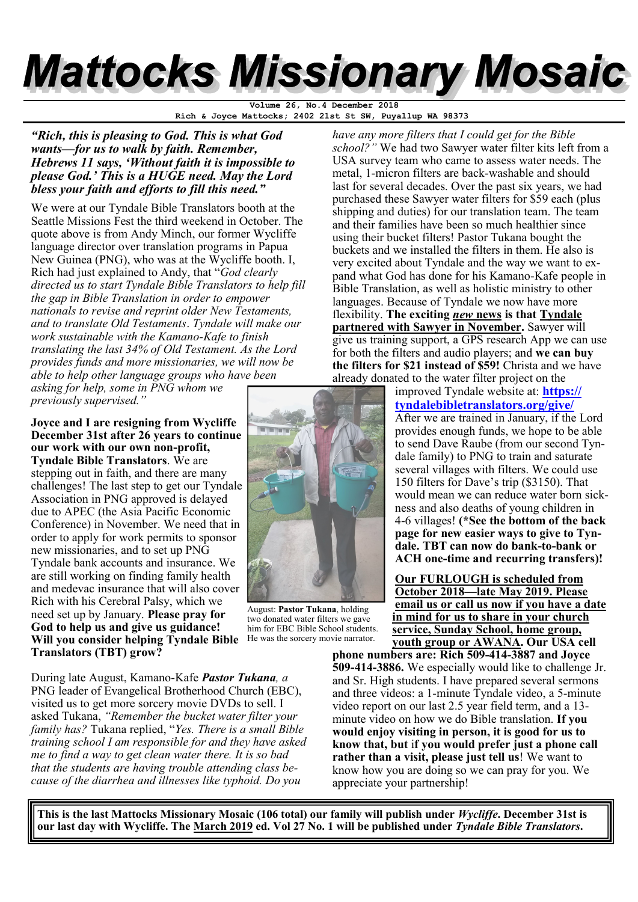# Mattocks Missionary Mosaic

Volume 26, No.4 December 2018
Rich & Joyce Mattocks; 2402 21st St SW, Puyallup WA 98373

***"Rich, this is pleasing to God. This is what God wants—for us to walk by faith. Remember, Hebrews 11 says, 'Without faith it is impossible to please God.' This is a HUGE need. May the Lord bless your faith and efforts to fill this need."***

We were at our Tyndale Bible Translators booth at the Seattle Missions Fest the third weekend in October. The quote above is from Andy Minch, our former Wycliffe language director over translation programs in Papua New Guinea (PNG), who was at the Wycliffe booth. I, Rich had just explained to Andy, that "*God clearly directed us to start Tyndale Bible Translators to help fill the gap in Bible Translation in order to empower nationals to revise and reprint older New Testaments, and to translate Old Testaments*. *Tyndale will make our work sustainable with the Kamano-Kafe to finish translating the last 34% of Old Testament. As the Lord provides funds and more missionaries, we will now be able to help other language groups who have been asking for help, some in PNG whom we previously supervised."*

**Joyce and I are resigning from Wycliffe December 31st after 26 years to continue our work with our own non-profit, Tyndale Bible Translators**. We are stepping out in faith, and there are many challenges! The last step to get our Tyndale Association in PNG approved is delayed due to APEC (the Asia Pacific Economic Conference) in November. We need that in order to apply for work permits to sponsor new missionaries, and to set up PNG Tyndale bank accounts and insurance. We are still working on finding family health and medevac insurance that will also cover Rich with his Cerebral Palsy, which we need set up by January. **Please pray for God to help us and give us guidance! Will you consider helping Tyndale Bible Translators (TBT) grow?**

August: **Pastor Tukana**, holding two donated water filters we gave him for EBC Bible School students. He was the sorcery movie narrator.

During late August, Kamano-Kafe ***Pastor Tukana****, a* PNG leader of Evangelical Brotherhood Church (EBC), visited us to get more sorcery movie DVDs to sell. I asked Tukana, *"Remember the bucket water filter your family has?* Tukana replied, "*Yes. There is a small Bible training school I am responsible for and they have asked me to find a way to get clean water there. It is so bad that the students are having trouble attending class because of the diarrhea and illnesses like typhoid. Do you have any more filters that I could get for the Bible school?"* We had two Sawyer water filter kits left from a USA survey team who came to assess water needs. The metal, 1-micron filters are back-washable and should last for several decades. Over the past six years, we had purchased these Sawyer water filters for $59 each (plus shipping and duties) for our translation team. The team and their families have been so much healthier since using their bucket filters! Pastor Tukana bought the buckets and we installed the filters in them. He also is very excited about Tyndale and the way we want to expand what God has done for his Kamano-Kafe people in Bible Translation, as well as holistic ministry to other languages. Because of Tyndale we now have more flexibility. **The exciting *new* news is that Tyndale partnered with Sawyer in November.** Sawyer will give us training support, a GPS research App we can use for both the filters and audio players; and **we can buy the filters for $21 instead of $59!** Christa and we have already donated to the water filter project on the improved Tyndale website at: **https://tyndalebibletranslators.org/give/** After we are trained in January, if the Lord provides enough funds, we hope to be able to send Dave Raube (from our second Tyndale family) to PNG to train and saturate several villages with filters. We could use 150 filters for Dave's trip ($3150). That would mean we can reduce water born sickness and also deaths of young children in 4-6 villages! **(\*See the bottom of the back page for new easier ways to give to Tyndale. TBT can now do bank-to-bank or ACH one-time and recurring transfers)!**

**Our FURLOUGH is scheduled from October 2018—late May 2019. Please email us or call us now if you have a date in mind for us to share in your church service, Sunday School, home group, youth group or AWANA. Our USA cell phone numbers are: Rich 509-414-3887 and Joyce 509-414-3886.** We especially would like to challenge Jr. and Sr. High students. I have prepared several sermons and three videos: a 1-minute Tyndale video, a 5-minute video report on our last 2.5 year field term, and a 13-minute video on how we do Bible translation. **If you would enjoy visiting in person, it is good for us to know that, but if you would prefer just a phone call rather than a visit, please just tell us**! We want to know how you are doing so we can pray for you. We appreciate your partnership!

**This is the last Mattocks Missionary Mosaic (106 total) our family will publish under *Wycliffe*. December 31st is our last day with Wycliffe. The March 2019 ed. Vol 27 No. 1 will be published under *Tyndale Bible Translators*.**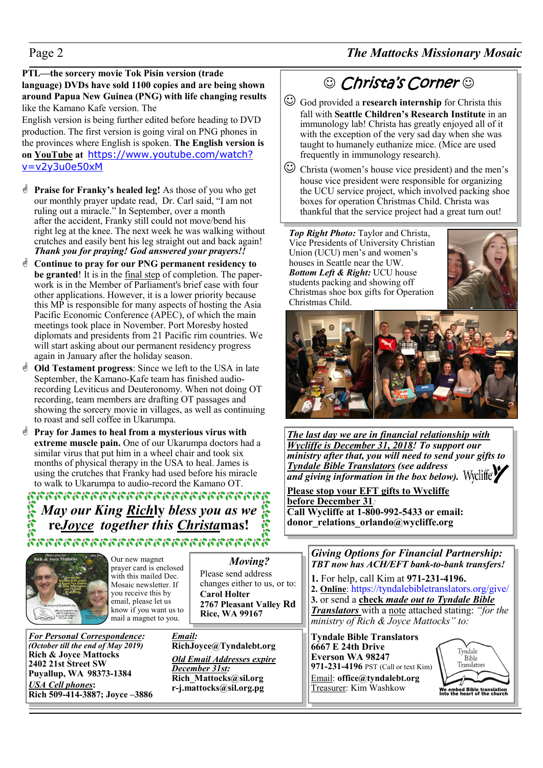**PTL—the sorcery movie Tok Pisin version (trade language) DVDs have sold 1100 copies and are being shown around Papua New Guinea (PNG) with life changing results** like the Kamano Kafe version. The English version is being further edited before heading to DVD production. The first version is going viral on PNG phones in the provinces where English is spoken. **The English version is on YouTube at** https://www.youtube.com/watch?v=v2y3u0e50xM

- **Praise for Franky's healed leg!** As those of you who get our monthly prayer update read, Dr. Carl said, "I am not ruling out a miracle." In September, over a month after the accident, Franky still could not move/bend his right leg at the knee. The next week he was walking without crutches and easily bent his leg straight out and back again! ***Thank you for praying! God answered your prayers!!***
- **Continue to pray for our PNG permanent residency to be granted**! It is in the final step of completion. The paperwork is in the Member of Parliament's brief case with four other applications. However, it is a lower priority because this MP is responsible for many aspects of hosting the Asia Pacific Economic Conference (APEC), of which the main meetings took place in November. Port Moresby hosted diplomats and presidents from 21 Pacific rim countries. We will start asking about our permanent residency progress again in January after the holiday season.
- **Old Testament progress**: Since we left to the USA in late September, the Kamano-Kafe team has finished audio-recording Leviticus and Deuteronomy. When not doing OT recording, team members are drafting OT passages and showing the sorcery movie in villages, as well as continuing to roast and sell coffee in Ukarumpa.
- **Pray for James to heal from a mysterious virus with extreme muscle pain.** One of our Ukarumpa doctors had a similar virus that put him in a wheel chair and took six months of physical therapy in the USA to heal. James is using the crutches that Franky had used before his miracle to walk to Ukarumpa to audio-record the Kamano OT.

***May our King Richly bless you as we reJoyce together this Christamas!***

Our new magnet prayer card is enclosed with this mailed Dec. Mosaic newsletter. If you receive this by email, please let us know if you want us to mail a magnet to you.

***Moving?***

Please send address changes either to us, or to:
**Carol Holter**
**2767 Pleasant Valley Rd**
**Rice, WA 99167**

***For Personal Correspondence:***
***(October till the end of May 2019)***
**Rich & Joyce Mattocks**
**2402 21st Street SW**
**Puyallup, WA 98373-1384**
***USA Cell phones*:**
**Rich 509-414-3887; Joyce –3886**

***Email:***
**RichJoyce@Tyndalebt.org**
***Old Email Addresses expire December 31st:***
**Rich_Mattocks@sil.org**
**r-j.mattocks@sil.org.pg**

## ☺ Christa's Corner ☺

☺ God provided a **research internship** for Christa this fall with **Seattle Children's Research Institute** in an immunology lab! Christa has greatly enjoyed all of it with the exception of the very sad day when she was taught to humanely euthanize mice. (Mice are used frequently in immunology research).

☺ Christa (women's house vice president) and the men's house vice president were responsible for organizing the UCU service project, which involved packing shoe boxes for operation Christmas Child. Christa was thankful that the service project had a great turn out!

***Top Right Photo:*** Taylor and Christa, Vice Presidents of University Christian Union (UCU) men's and women's houses in Seattle near the UW.
***Bottom Left & Right:*** UCU house students packing and showing off Christmas shoe box gifts for Operation Christmas Child.

***The last day we are in financial relationship with Wycliffe is December 31, 2018! To support our ministry after that, you will need to send your gifts to Tyndale Bible Translators (see address and giving information in the box below).***

**Please stop your EFT gifts to Wycliffe before December 31**:
**Call Wycliffe at 1-800-992-5433 or email: donor_relations_orlando@wycliffe.org**

***Giving Options for Financial Partnership:***
***TBT now has ACH/EFT bank-to-bank transfers!***

1. For help, call Kim at **971-231-4196.**
2. **Online**: https://tyndalebibletranslators.org/give/
3. or send a **check *made out to Tyndale Bible Translators*** with a note attached stating: *"for the ministry of Rich & Joyce Mattocks" to:*

**Tyndale Bible Translators**
**6667 E 24th Drive**
**Everson WA 98247**
**971-231-4196** PST (Call or text Kim)
Email: **office@tyndalebt.org**
Treasurer: Kim Washkow

Tyndale Bible Translators
We embed Bible translation into the heart of the church